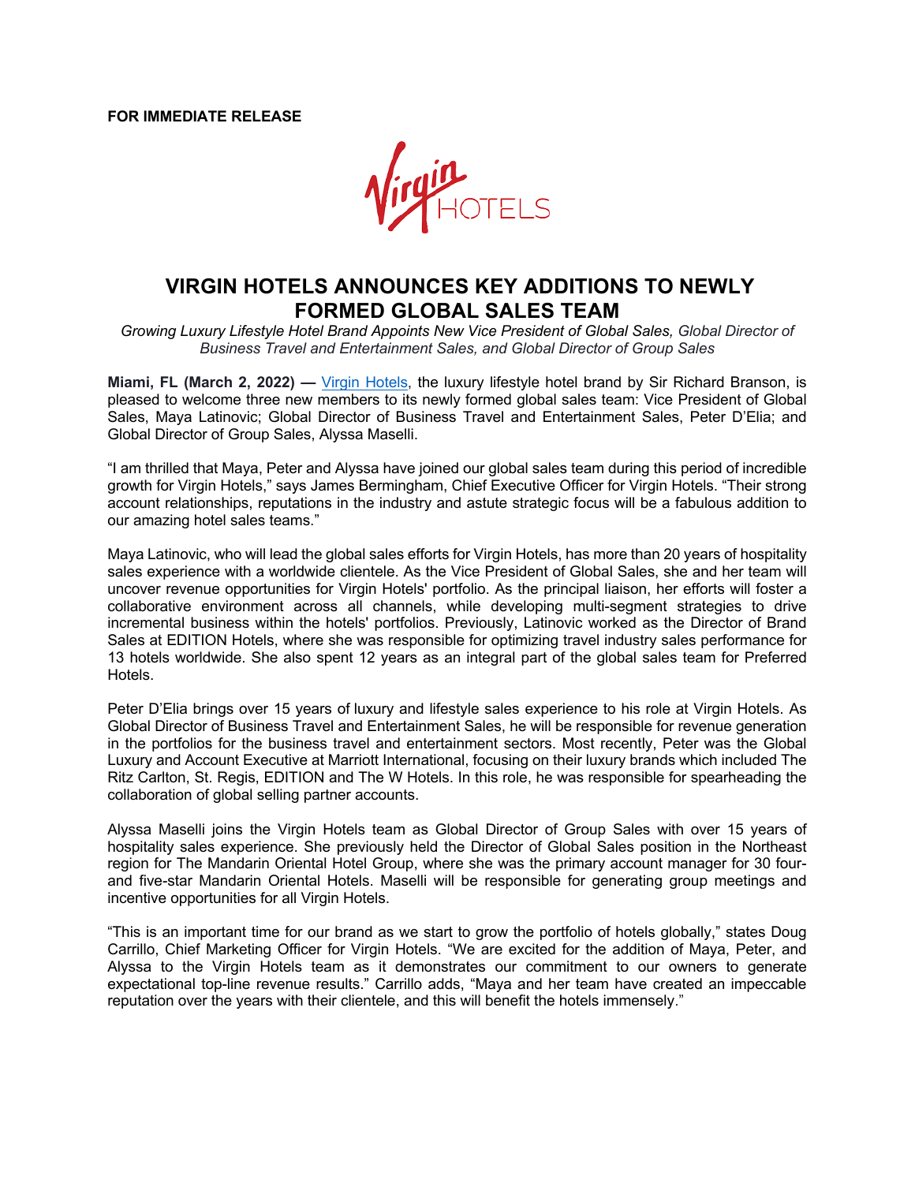**FOR IMMEDIATE RELEASE**

# VIRGIN HOTELS ANNOUNCES KEY ADDITIONS TO NEWLY FORMED GLOBAL SALES TEAM

*Growing Luxury Lifestyle Hotel Brand Appoints New Vice President of Global Sales, Global Director of Business Travel and Entertainment Sales, and Global Director of Group Sales*

**Miami, FL (March 2, 2022) —** Virgin Hotels, the luxury lifestyle hotel brand by Sir Richard Branson, is pleased to welcome three new members to its newly formed global sales team: Vice President of Global Sales, Maya Latinovic; Global Director of Business Travel and Entertainment Sales, Peter D'Elia; and Global Director of Group Sales, Alyssa Maselli.

"I am thrilled that Maya, Peter and Alyssa have joined our global sales team during this period of incredible growth for Virgin Hotels," says James Bermingham, Chief Executive Officer for Virgin Hotels. "Their strong account relationships, reputations in the industry and astute strategic focus will be a fabulous addition to our amazing hotel sales teams."

Maya Latinovic, who will lead the global sales efforts for Virgin Hotels, has more than 20 years of hospitality sales experience with a worldwide clientele. As the Vice President of Global Sales, she and her team will uncover revenue opportunities for Virgin Hotels' portfolio. As the principal liaison, her efforts will foster a collaborative environment across all channels, while developing multi-segment strategies to drive incremental business within the hotels' portfolios. Previously, Latinovic worked as the Director of Brand Sales at EDITION Hotels, where she was responsible for optimizing travel industry sales performance for 13 hotels worldwide. She also spent 12 years as an integral part of the global sales team for Preferred Hotels.

Peter D'Elia brings over 15 years of luxury and lifestyle sales experience to his role at Virgin Hotels. As Global Director of Business Travel and Entertainment Sales, he will be responsible for revenue generation in the portfolios for the business travel and entertainment sectors. Most recently, Peter was the Global Luxury and Account Executive at Marriott International, focusing on their luxury brands which included The Ritz Carlton, St. Regis, EDITION and The W Hotels. In this role, he was responsible for spearheading the collaboration of global selling partner accounts.

Alyssa Maselli joins the Virgin Hotels team as Global Director of Group Sales with over 15 years of hospitality sales experience. She previously held the Director of Global Sales position in the Northeast region for The Mandarin Oriental Hotel Group, where she was the primary account manager for 30 four- and five-star Mandarin Oriental Hotels. Maselli will be responsible for generating group meetings and incentive opportunities for all Virgin Hotels.

"This is an important time for our brand as we start to grow the portfolio of hotels globally," states Doug Carrillo, Chief Marketing Officer for Virgin Hotels. "We are excited for the addition of Maya, Peter, and Alyssa to the Virgin Hotels team as it demonstrates our commitment to our owners to generate expectational top-line revenue results." Carrillo adds, "Maya and her team have created an impeccable reputation over the years with their clientele, and this will benefit the hotels immensely."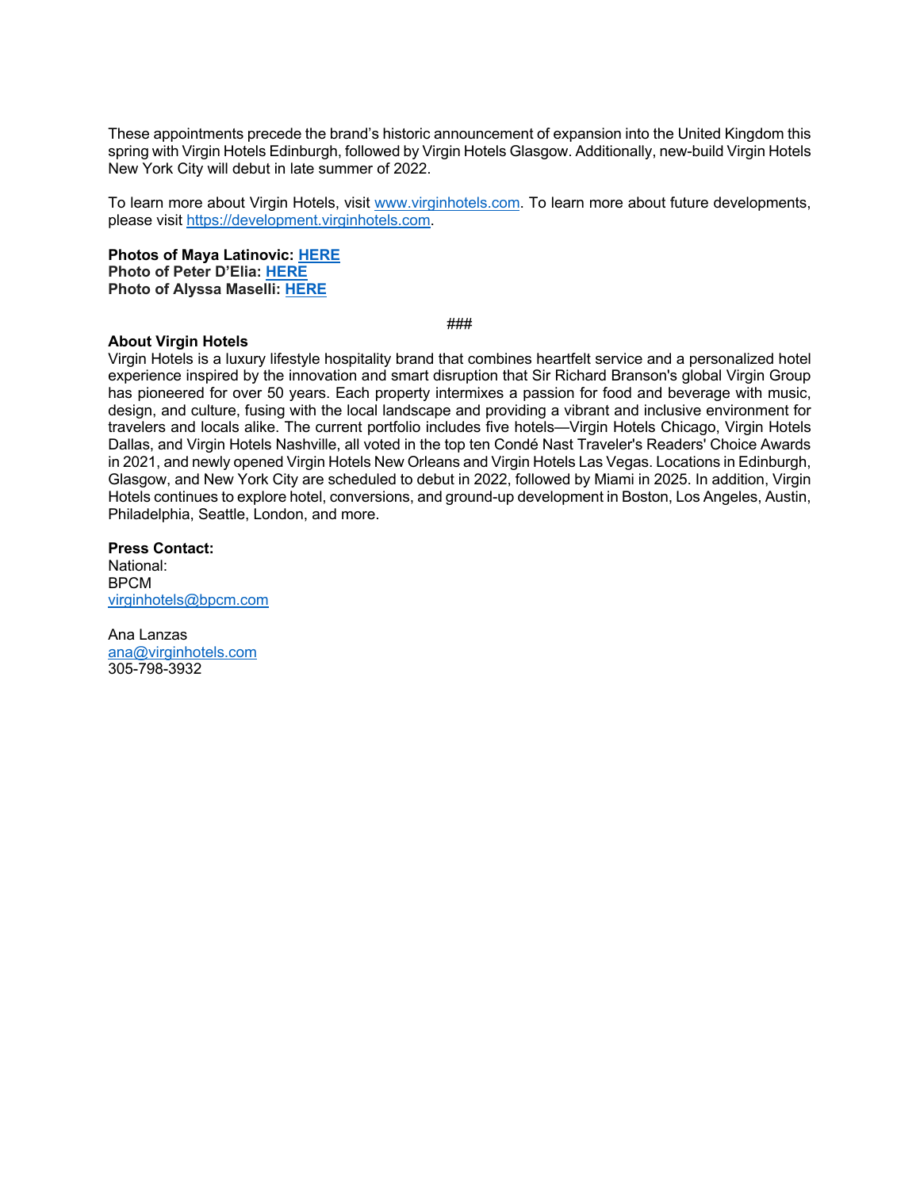These appointments precede the brand's historic announcement of expansion into the United Kingdom this spring with Virgin Hotels Edinburgh, followed by Virgin Hotels Glasgow. Additionally, new-build Virgin Hotels New York City will debut in late summer of 2022.

To learn more about Virgin Hotels, visit www.virginhotels.com. To learn more about future developments, please visit https://development.virginhotels.com.

**Photos of Maya Latinovic: HERE**
**Photo of Peter D'Elia: HERE**
**Photo of Alyssa Maselli: HERE**

###

**About Virgin Hotels**
Virgin Hotels is a luxury lifestyle hospitality brand that combines heartfelt service and a personalized hotel experience inspired by the innovation and smart disruption that Sir Richard Branson's global Virgin Group has pioneered for over 50 years. Each property intermixes a passion for food and beverage with music, design, and culture, fusing with the local landscape and providing a vibrant and inclusive environment for travelers and locals alike. The current portfolio includes five hotels—Virgin Hotels Chicago, Virgin Hotels Dallas, and Virgin Hotels Nashville, all voted in the top ten Condé Nast Traveler's Readers' Choice Awards in 2021, and newly opened Virgin Hotels New Orleans and Virgin Hotels Las Vegas. Locations in Edinburgh, Glasgow, and New York City are scheduled to debut in 2022, followed by Miami in 2025. In addition, Virgin Hotels continues to explore hotel, conversions, and ground-up development in Boston, Los Angeles, Austin, Philadelphia, Seattle, London, and more.

**Press Contact:**
National:
BPCM
virginhotels@bpcm.com

Ana Lanzas
ana@virginhotels.com
305-798-3932